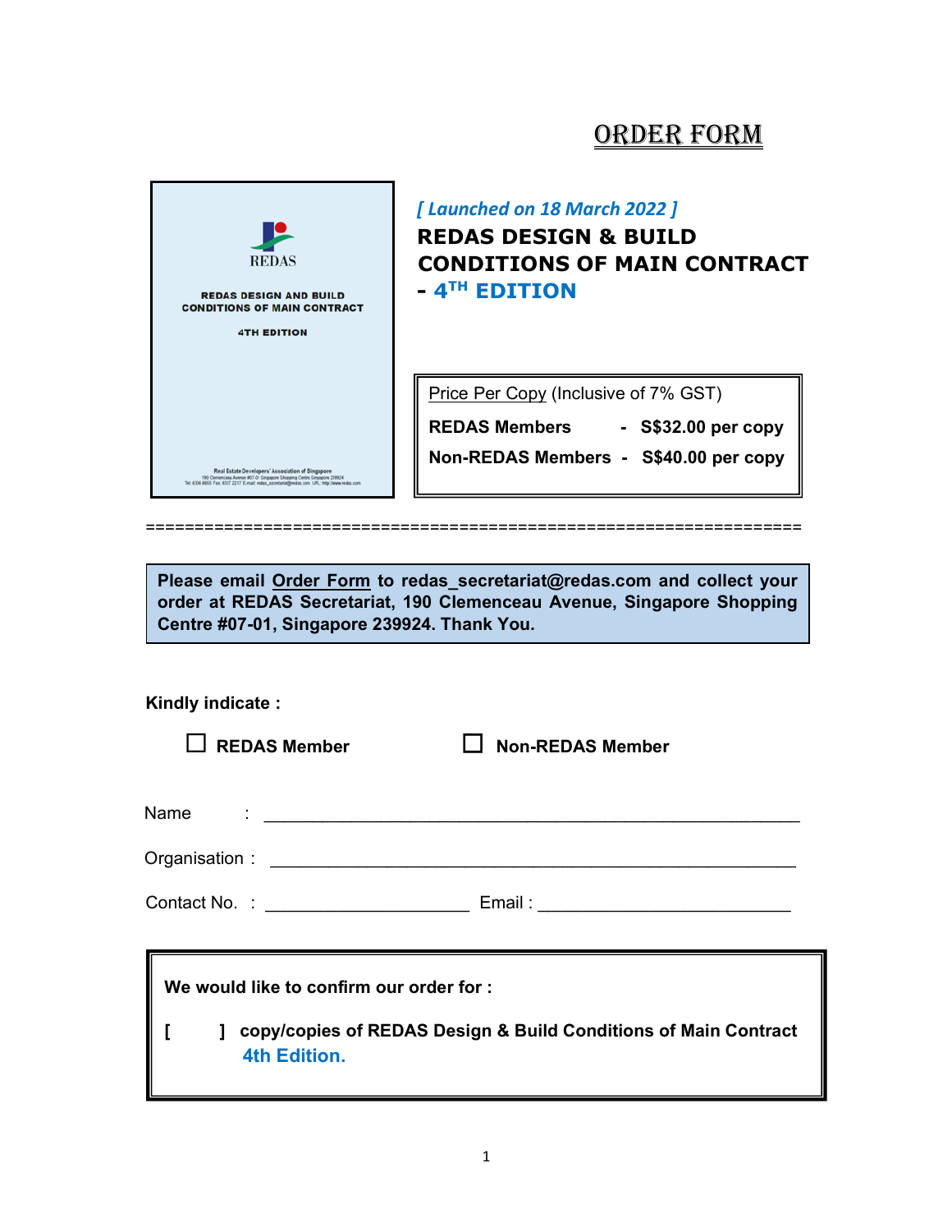# ORDER FORM

REDAS

REDAS DESIGN AND BUILD CONDITIONS OF MAIN CONTRACT

4TH EDITION

Real Estate Developers' Association of Singapore

*[ Launched on 18 March 2022 ]*

## REDAS DESIGN & BUILD CONDITIONS OF MAIN CONTRACT - 4TH EDITION

Price Per Copy (Inclusive of 7% GST)

| | |
|---|---|
| **REDAS Members** | **- S$32.00 per copy** |
| **Non-REDAS Members** | **- S$40.00 per copy** |

================================================================

**Please email Order Form to redas_secretariat@redas.com and collect your order at REDAS Secretariat, 190 Clemenceau Avenue, Singapore Shopping Centre #07-01, Singapore 239924. Thank You.**

**Kindly indicate :**

☐ **REDAS Member** ☐ **Non-REDAS Member**

Name : ____________________________________________

Organisation : ____________________________________________

Contact No. : ____________________ Email : ____________________

**We would like to confirm our order for :**

**[ ] copy/copies of REDAS Design & Build Conditions of Main Contract 4th Edition.**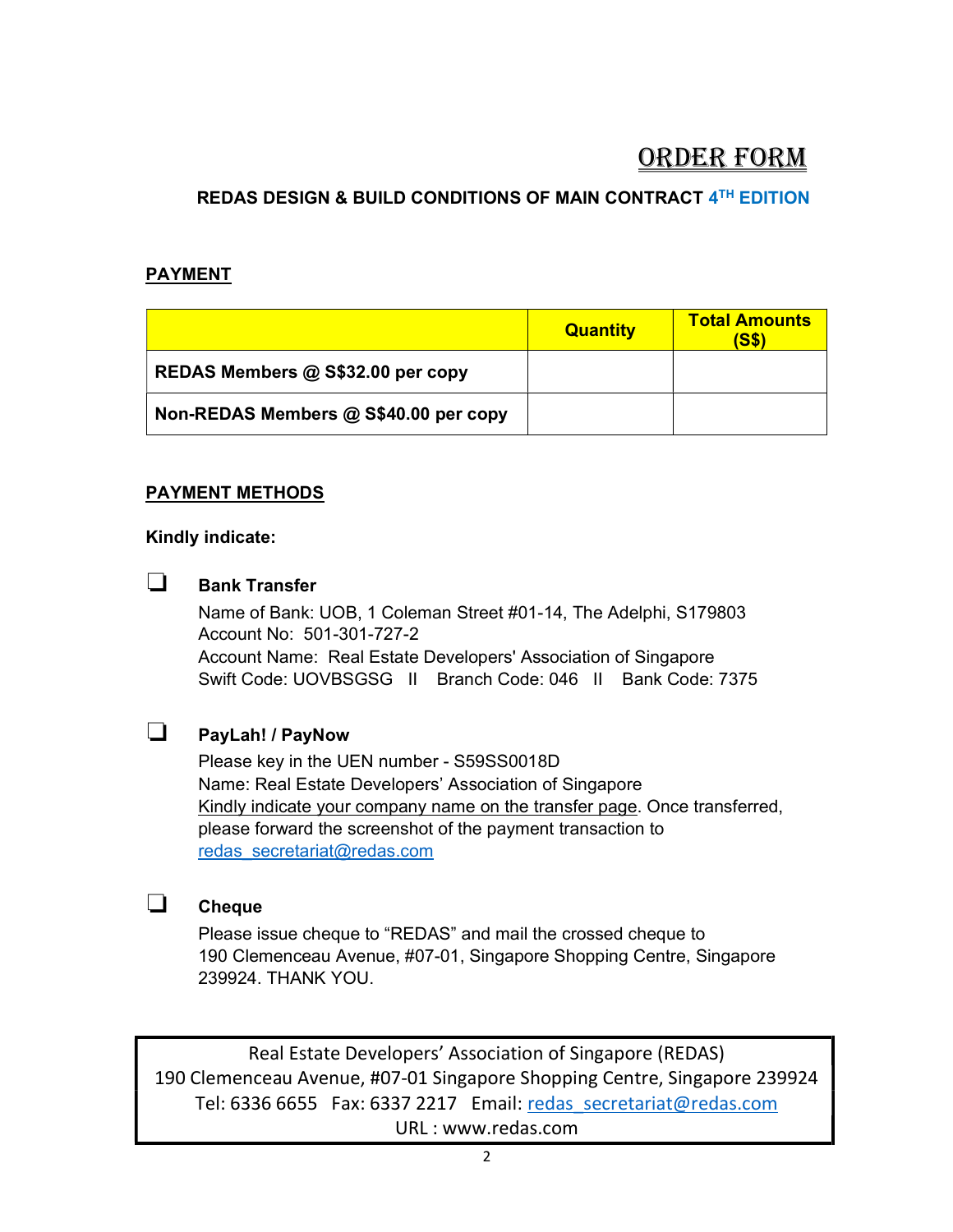# ORDER FORM

**REDAS DESIGN & BUILD CONDITIONS OF MAIN CONTRACT 4TH EDITION**

## PAYMENT

| | Quantity | Total Amounts (S$) |
|---|---|---|
| **REDAS Members @ S$32.00 per copy** | | |
| **Non-REDAS Members @ S$40.00 per copy** | | |

## PAYMENT METHODS

**Kindly indicate:**

❏ **Bank Transfer**

Name of Bank: UOB, 1 Coleman Street #01-14, The Adelphi, S179803
Account No: 501-301-727-2
Account Name: Real Estate Developers' Association of Singapore
Swift Code: UOVBSGSG II Branch Code: 046 II Bank Code: 7375

❏ **PayLah! / PayNow**

Please key in the UEN number - S59SS0018D
Name: Real Estate Developers' Association of Singapore
Kindly indicate your company name on the transfer page. Once transferred, please forward the screenshot of the payment transaction to redas_secretariat@redas.com

❏ **Cheque**

Please issue cheque to "REDAS" and mail the crossed cheque to 190 Clemenceau Avenue, #07-01, Singapore Shopping Centre, Singapore 239924. THANK YOU.

Real Estate Developers' Association of Singapore (REDAS)
190 Clemenceau Avenue, #07-01 Singapore Shopping Centre, Singapore 239924
Tel: 6336 6655 Fax: 6337 2217 Email: redas_secretariat@redas.com
URL : www.redas.com